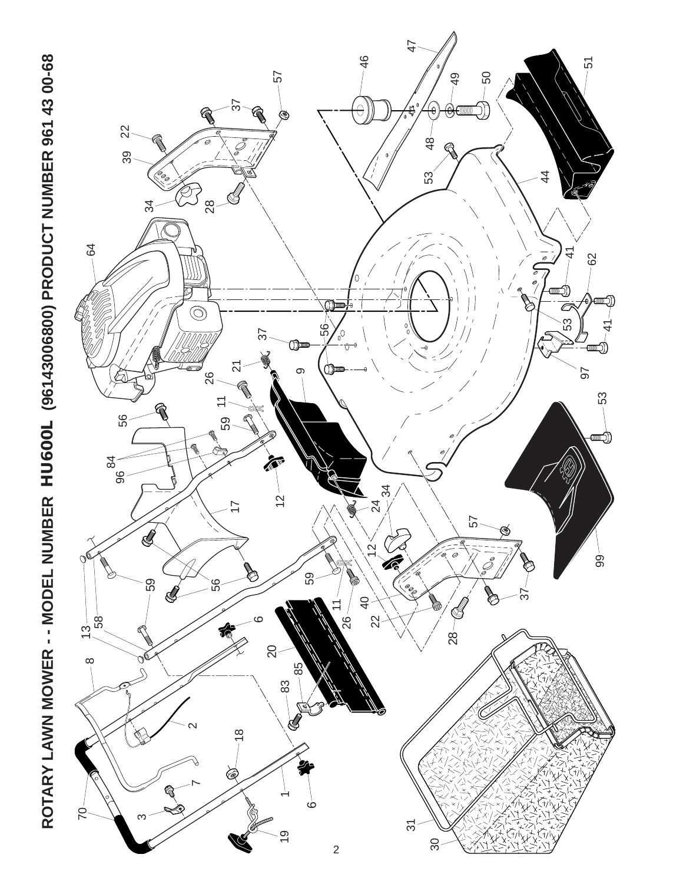# ROTARY LAWN MOWER - - MODEL NUMBER HU600L (96143006800) PRODUCT NUMBER 961 43 00-68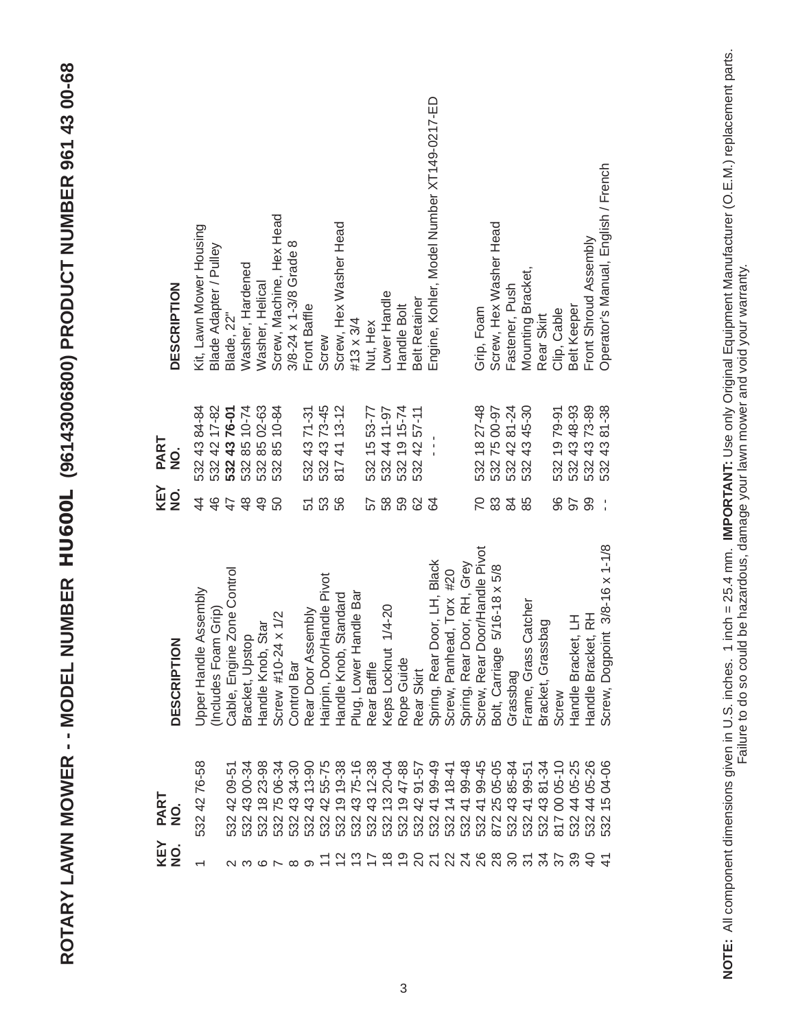# ROTARY LAWN MOWER - - MODEL NUMBER HU600L (96143006800) PRODUCT NUMBER 961 43 00-68

| KEY NO. | PART NO. | DESCRIPTION |
|---|---|---|
| 1 | 532 42 76-58 | Upper Handle Assembly (Includes Foam Grip) |
| 2 | 532 42 09-51 | Cable, Engine Zone Control |
| 3 | 532 43 00-34 | Bracket, Upstop |
| 6 | 532 18 23-98 | Handle Knob, Star |
| 7 | 532 75 06-34 | Screw #10-24 x 1/2 |
| 8 | 532 43 34-30 | Control Bar |
| 9 | 532 43 13-90 | Rear Door Assembly |
| 11 | 532 42 55-75 | Hairpin, Door/Handle Pivot |
| 12 | 532 19 19-38 | Handle Knob, Standard |
| 13 | 532 43 75-16 | Plug, Lower Handle Bar |
| 17 | 532 43 12-38 | Rear Baffle |
| 18 | 532 13 20-04 | Keps Locknut 1/4-20 |
| 19 | 532 19 47-88 | Rope Guide |
| 20 | 532 42 91-57 | Rear Skirt |
| 21 | 532 41 99-49 | Spring, Rear Door, LH, Black |
| 22 | 532 14 18-41 | Screw, Panhead, Torx #20 |
| 24 | 532 41 99-48 | Spring, Rear Door, RH, Grey |
| 26 | 532 41 99-45 | Screw, Rear Door/Handle Pivot |
| 28 | 872 25 05-05 | Bolt, Carriage 5/16-18 x 5/8 |
| 30 | 532 43 85-84 | Grassbag |
| 31 | 532 41 99-51 | Frame, Grass Catcher |
| 34 | 532 43 81-34 | Bracket, Grassbag |
| 37 | 817 00 05-10 | Screw |
| 39 | 532 44 05-25 | Handle Bracket, LH |
| 40 | 532 44 05-26 | Handle Bracket, RH |
| 41 | 532 15 04-06 | Screw, Dogpoint 3/8-16 x 1-1/8 |
| 44 | 532 43 84-84 | Kit, Lawn Mower Housing |
| 46 | 532 42 17-82 | Blade Adapter / Pulley |
| 47 | **532 43 76-01** | Blade, 22" |
| 48 | 532 85 10-74 | Washer, Hardened |
| 49 | 532 85 02-63 | Washer, Helical |
| 50 | 532 85 10-84 | Screw, Machine, Hex Head 3/8-24 x 1-3/8 Grade 8 |
| 51 | 532 43 71-31 | Front Baffle |
| 53 | 532 43 73-45 | Screw |
| 56 | 817 41 13-12 | Screw, Hex Washer Head #13 x 3/4 |
| 57 | 532 15 53-77 | Nut, Hex |
| 58 | 532 44 11-97 | Lower Handle |
| 59 | 532 19 15-74 | Handle Bolt |
| 62 | 532 42 57-11 | Belt Retainer |
| 64 | - - - | Engine, Kohler, Model Number XT149-0217-ED |
| 70 | 532 18 27-48 | Grip, Foam |
| 83 | 532 75 00-97 | Screw, Hex Washer Head |
| 84 | 532 42 81-24 | Fastener, Push |
| 85 | 532 43 45-30 | Mounting Bracket, Rear Skirt |
| 96 | 532 19 79-91 | Clip, Cable |
| 97 | 532 43 48-93 | Belt Keeper |
| 99 | 532 43 73-89 | Front Shroud Assembly |
| - - | 532 43 81-38 | Operator's Manual, English / French |

**NOTE:** All component dimensions given in U.S. inches. 1 inch = 25.4 mm. **IMPORTANT:** Use only Original Equipment Manufacturer (O.E.M.) replacement parts. Failure to do so could be hazardous, damage your lawn mower and void your warranty.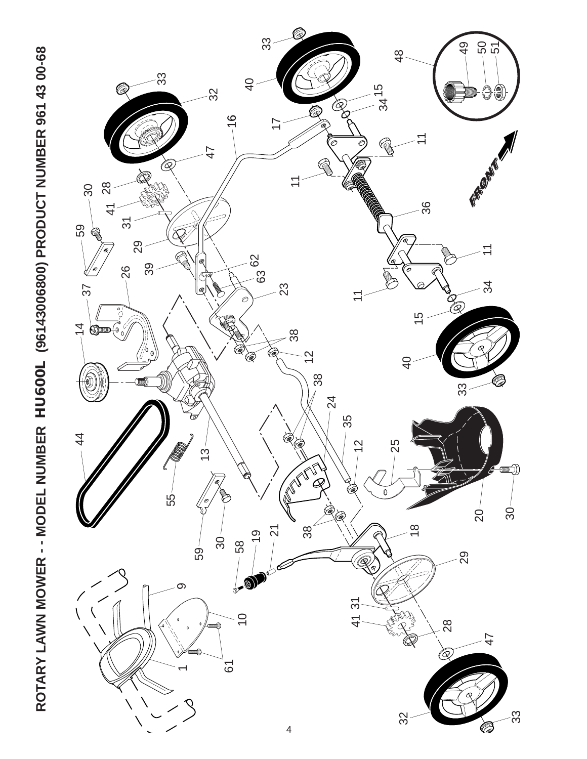# ROTARY LAWN MOWER - - MODEL NUMBER HU600L (96143006800) PRODUCT NUMBER 961 43 00-68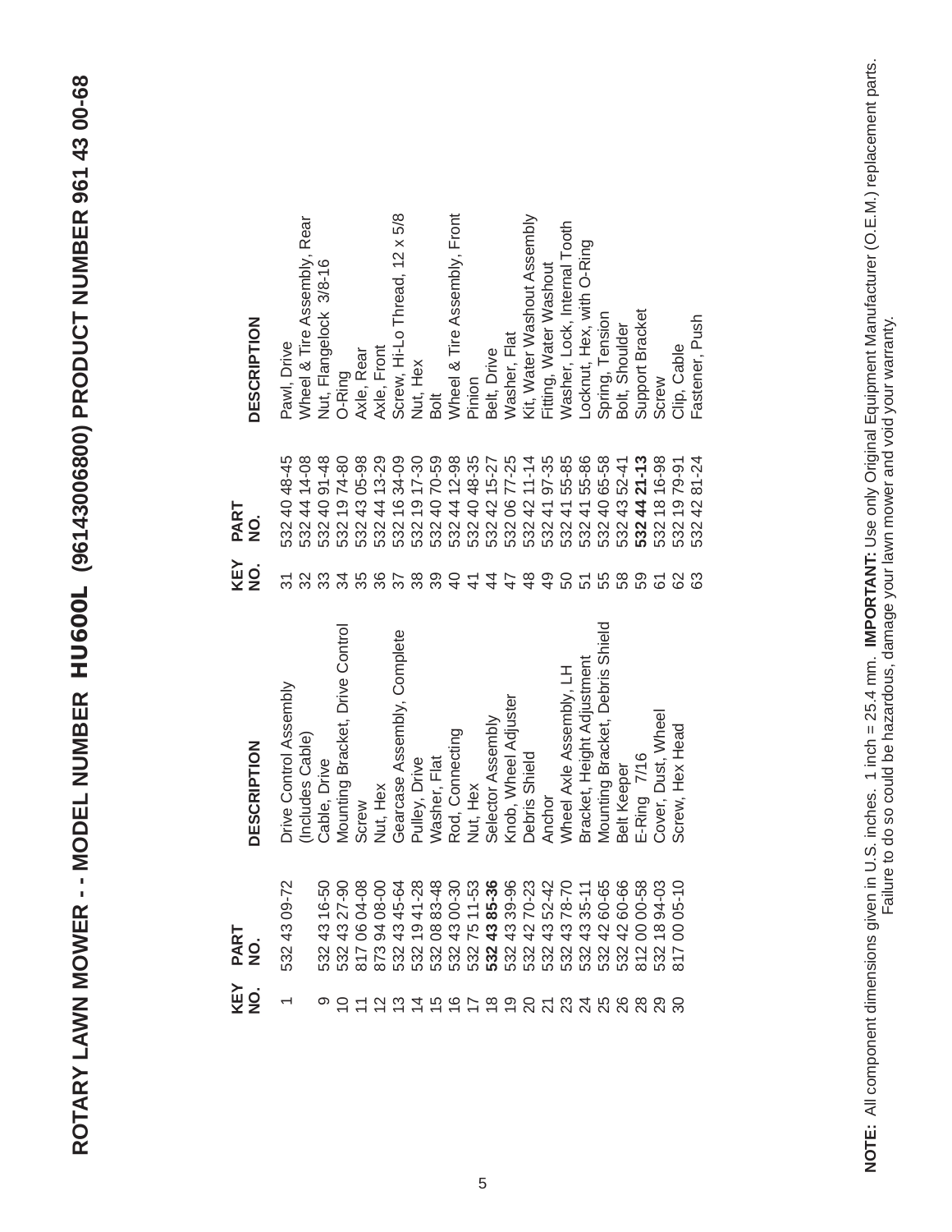# ROTARY LAWN MOWER - - MODEL NUMBER HU600L (96143006800) PRODUCT NUMBER 961 43 00-68

| KEY NO. | PART NO. | DESCRIPTION |
|---|---|---|
| 1 | 532 43 09-72 | Drive Control Assembly (Includes Cable) |
| 9 | 532 43 16-50 | Cable, Drive |
| 10 | 532 43 27-90 | Mounting Bracket, Drive Control |
| 11 | 817 06 04-08 | Screw |
| 12 | 873 94 08-00 | Nut, Hex |
| 13 | 532 43 45-64 | Gearcase Assembly, Complete |
| 14 | 532 19 41-28 | Pulley, Drive |
| 15 | 532 08 83-48 | Washer, Flat |
| 16 | 532 43 00-30 | Rod, Connecting |
| 17 | 532 75 11-53 | Nut, Hex |
| 18 | **532 43 85-36** | Selector Assembly |
| 19 | 532 43 39-96 | Knob, Wheel Adjuster |
| 20 | 532 42 70-23 | Debris Shield |
| 21 | 532 43 52-42 | Anchor |
| 23 | 532 43 78-70 | Wheel Axle Assembly, LH |
| 24 | 532 43 35-11 | Bracket, Height Adjustment |
| 25 | 532 42 60-65 | Mounting Bracket, Debris Shield |
| 26 | 532 42 60-66 | Belt Keeper |
| 28 | 812 00 00-58 | E-Ring 7/16 |
| 29 | 532 18 94-03 | Cover, Dust, Wheel |
| 30 | 817 00 05-10 | Screw, Hex Head |
| 31 | 532 40 48-45 | Pawl, Drive |
| 32 | 532 44 14-08 | Wheel & Tire Assembly, Rear |
| 33 | 532 40 91-48 | Nut, Flangelock 3/8-16 |
| 34 | 532 19 74-80 | O-Ring |
| 35 | 532 43 05-98 | Axle, Rear |
| 36 | 532 44 13-29 | Axle, Front |
| 37 | 532 16 34-09 | Screw, Hi-Lo Thread, 12 x 5/8 |
| 38 | 532 19 17-30 | Nut, Hex |
| 39 | 532 40 70-59 | Bolt |
| 40 | 532 44 12-98 | Wheel & Tire Assembly, Front |
| 41 | 532 40 48-35 | Pinion |
| 44 | 532 42 15-27 | Belt, Drive |
| 47 | 532 06 77-25 | Washer, Flat |
| 48 | 532 42 11-14 | Kit, Water Washout Assembly |
| 49 | 532 41 97-35 | Fitting, Water Washout |
| 50 | 532 41 55-85 | Washer, Lock, Internal Tooth |
| 51 | 532 41 55-86 | Locknut, Hex, with O-Ring |
| 55 | 532 40 65-58 | Spring, Tension |
| 58 | 532 43 52-41 | Bolt, Shoulder |
| 59 | **532 44 21-13** | Support Bracket |
| 61 | 532 18 16-98 | Screw |
| 62 | 532 19 79-91 | Clip, Cable |
| 63 | 532 42 81-24 | Fastener, Push |

**NOTE:** All component dimensions given in U.S. inches. 1 inch = 25.4 mm. **IMPORTANT:** Use only Original Equipment Manufacturer (O.E.M.) replacement parts. Failure to do so could be hazardous, damage your lawn mower and void your warranty.